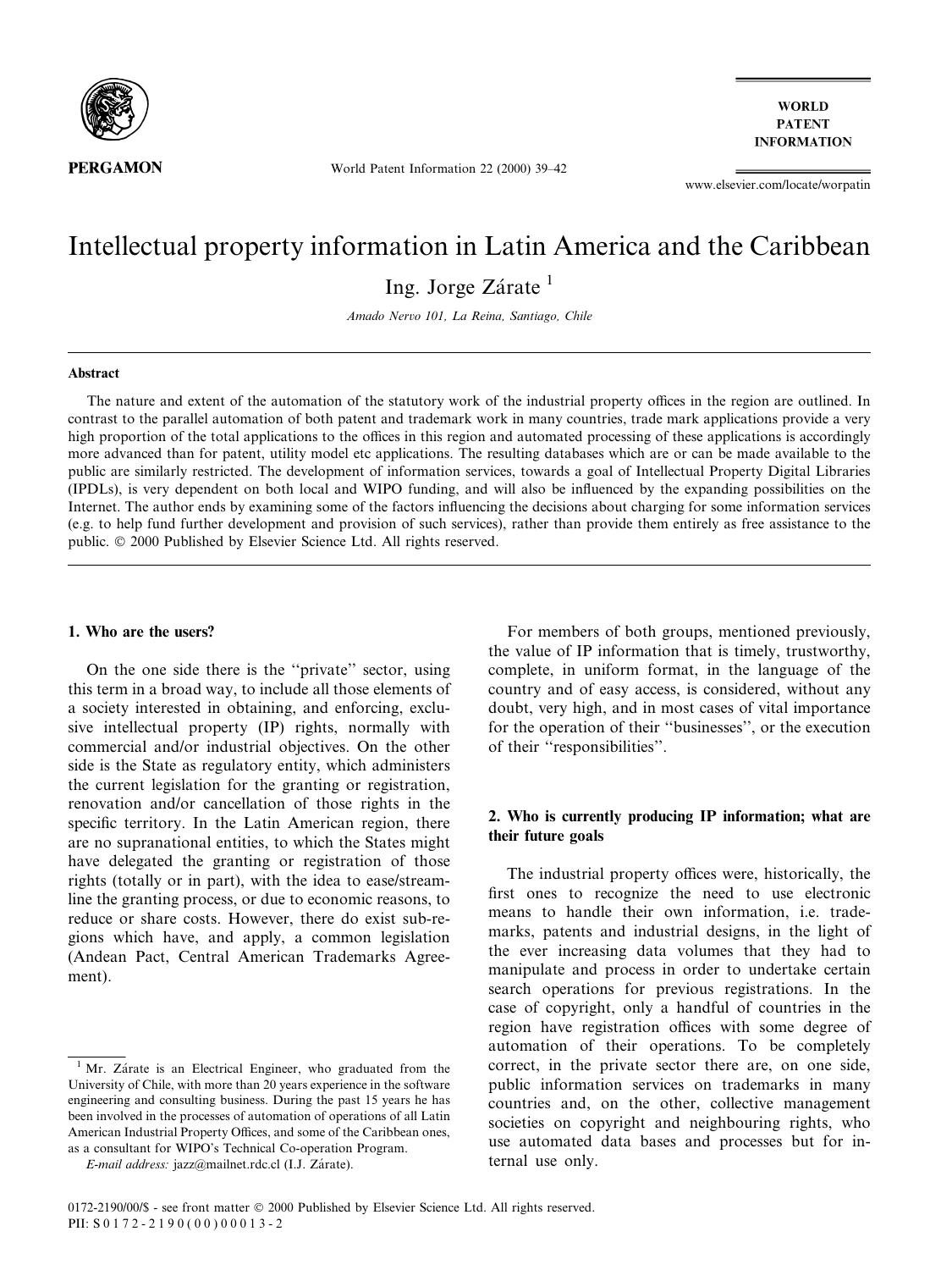# Intellectual property information in Latin America and the Caribbean

Ing. Jorge Zárate [1]

*Amado Nervo 101, La Reina, Santiago, Chile*

## Abstract

The nature and extent of the automation of the statutory work of the industrial property offices in the region are outlined. In contrast to the parallel automation of both patent and trademark work in many countries, trade mark applications provide a very high proportion of the total applications to the offices in this region and automated processing of these applications is accordingly more advanced than for patent, utility model etc applications. The resulting databases which are or can be made available to the public are similarly restricted. The development of information services, towards a goal of Intellectual Property Digital Libraries (IPDLs), is very dependent on both local and WIPO funding, and will also be influenced by the expanding possibilities on the Internet. The author ends by examining some of the factors influencing the decisions about charging for some information services (e.g. to help fund further development and provision of such services), rather than provide them entirely as free assistance to the public. © 2000 Published by Elsevier Science Ltd. All rights reserved.

## 1. Who are the users?

On the one side there is the ''private'' sector, using this term in a broad way, to include all those elements of a society interested in obtaining, and enforcing, exclusive intellectual property (IP) rights, normally with commercial and/or industrial objectives. On the other side is the State as regulatory entity, which administers the current legislation for the granting or registration, renovation and/or cancellation of those rights in the specific territory. In the Latin American region, there are no supranational entities, to which the States might have delegated the granting or registration of those rights (totally or in part), with the idea to ease/streamline the granting process, or due to economic reasons, to reduce or share costs. However, there do exist sub-regions which have, and apply, a common legislation (Andean Pact, Central American Trademarks Agreement).

For members of both groups, mentioned previously, the value of IP information that is timely, trustworthy, complete, in uniform format, in the language of the country and of easy access, is considered, without any doubt, very high, and in most cases of vital importance for the operation of their ''businesses'', or the execution of their ''responsibilities''.

## 2. Who is currently producing IP information; what are their future goals

The industrial property offices were, historically, the first ones to recognize the need to use electronic means to handle their own information, i.e. trademarks, patents and industrial designs, in the light of the ever increasing data volumes that they had to manipulate and process in order to undertake certain search operations for previous registrations. In the case of copyright, only a handful of countries in the region have registration offices with some degree of automation of their operations. To be completely correct, in the private sector there are, on one side, public information services on trademarks in many countries and, on the other, collective management societies on copyright and neighbouring rights, who use automated data bases and processes but for internal use only.

---

[1] Mr. Zárate is an Electrical Engineer, who graduated from the University of Chile, with more than 20 years experience in the software engineering and consulting business. During the past 15 years he has been involved in the processes of automation of operations of all Latin American Industrial Property Offices, and some of the Caribbean ones, as a consultant for WIPO's Technical Co-operation Program.

*E-mail address:* jazz@mailnet.rdc.cl (I.J. Zárate).

0172-2190/00/$ - see front matter © 2000 Published by Elsevier Science Ltd. All rights reserved.
PII: S0172-2190(00)00013-2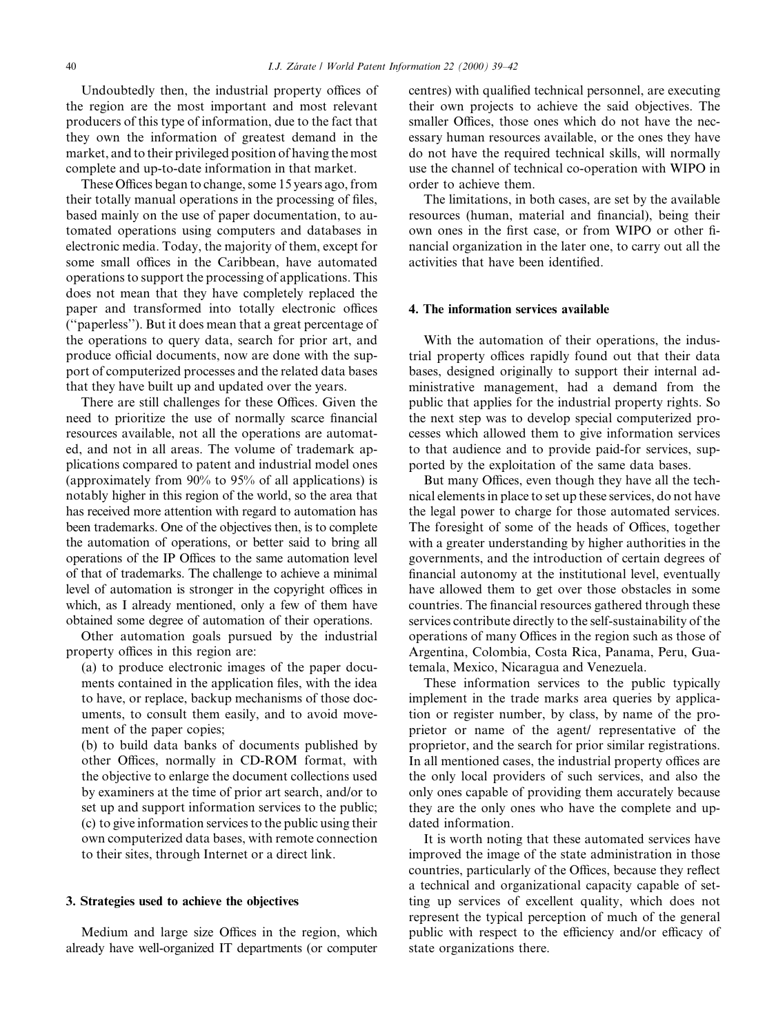Undoubtedly then, the industrial property offices of the region are the most important and most relevant producers of this type of information, due to the fact that they own the information of greatest demand in the market, and to their privileged position of having the most complete and up-to-date information in that market.

These Offices began to change, some 15 years ago, from their totally manual operations in the processing of files, based mainly on the use of paper documentation, to automated operations using computers and databases in electronic media. Today, the majority of them, except for some small offices in the Caribbean, have automated operations to support the processing of applications. This does not mean that they have completely replaced the paper and transformed into totally electronic offices ("paperless"). But it does mean that a great percentage of the operations to query data, search for prior art, and produce official documents, now are done with the support of computerized processes and the related data bases that they have built up and updated over the years.

There are still challenges for these Offices. Given the need to prioritize the use of normally scarce financial resources available, not all the operations are automated, and not in all areas. The volume of trademark applications compared to patent and industrial model ones (approximately from 90% to 95% of all applications) is notably higher in this region of the world, so the area that has received more attention with regard to automation has been trademarks. One of the objectives then, is to complete the automation of operations, or better said to bring all operations of the IP Offices to the same automation level of that of trademarks. The challenge to achieve a minimal level of automation is stronger in the copyright offices in which, as I already mentioned, only a few of them have obtained some degree of automation of their operations.

Other automation goals pursued by the industrial property offices in this region are:

(a) to produce electronic images of the paper documents contained in the application files, with the idea to have, or replace, backup mechanisms of those documents, to consult them easily, and to avoid movement of the paper copies;

(b) to build data banks of documents published by other Offices, normally in CD-ROM format, with the objective to enlarge the document collections used by examiners at the time of prior art search, and/or to set up and support information services to the public;

(c) to give information services to the public using their own computerized data bases, with remote connection to their sites, through Internet or a direct link.

## 3. Strategies used to achieve the objectives

Medium and large size Offices in the region, which already have well-organized IT departments (or computer centres) with qualified technical personnel, are executing their own projects to achieve the said objectives. The smaller Offices, those ones which do not have the necessary human resources available, or the ones they have do not have the required technical skills, will normally use the channel of technical co-operation with WIPO in order to achieve them.

The limitations, in both cases, are set by the available resources (human, material and financial), being their own ones in the first case, or from WIPO or other financial organization in the later one, to carry out all the activities that have been identified.

## 4. The information services available

With the automation of their operations, the industrial property offices rapidly found out that their data bases, designed originally to support their internal administrative management, had a demand from the public that applies for the industrial property rights. So the next step was to develop special computerized processes which allowed them to give information services to that audience and to provide paid-for services, supported by the exploitation of the same data bases.

But many Offices, even though they have all the technical elements in place to set up these services, do not have the legal power to charge for those automated services. The foresight of some of the heads of Offices, together with a greater understanding by higher authorities in the governments, and the introduction of certain degrees of financial autonomy at the institutional level, eventually have allowed them to get over those obstacles in some countries. The financial resources gathered through these services contribute directly to the self-sustainability of the operations of many Offices in the region such as those of Argentina, Colombia, Costa Rica, Panama, Peru, Guatemala, Mexico, Nicaragua and Venezuela.

These information services to the public typically implement in the trade marks area queries by application or register number, by class, by name of the proprietor or name of the agent/ representative of the proprietor, and the search for prior similar registrations. In all mentioned cases, the industrial property offices are the only local providers of such services, and also the only ones capable of providing them accurately because they are the only ones who have the complete and updated information.

It is worth noting that these automated services have improved the image of the state administration in those countries, particularly of the Offices, because they reflect a technical and organizational capacity capable of setting up services of excellent quality, which does not represent the typical perception of much of the general public with respect to the efficiency and/or efficacy of state organizations there.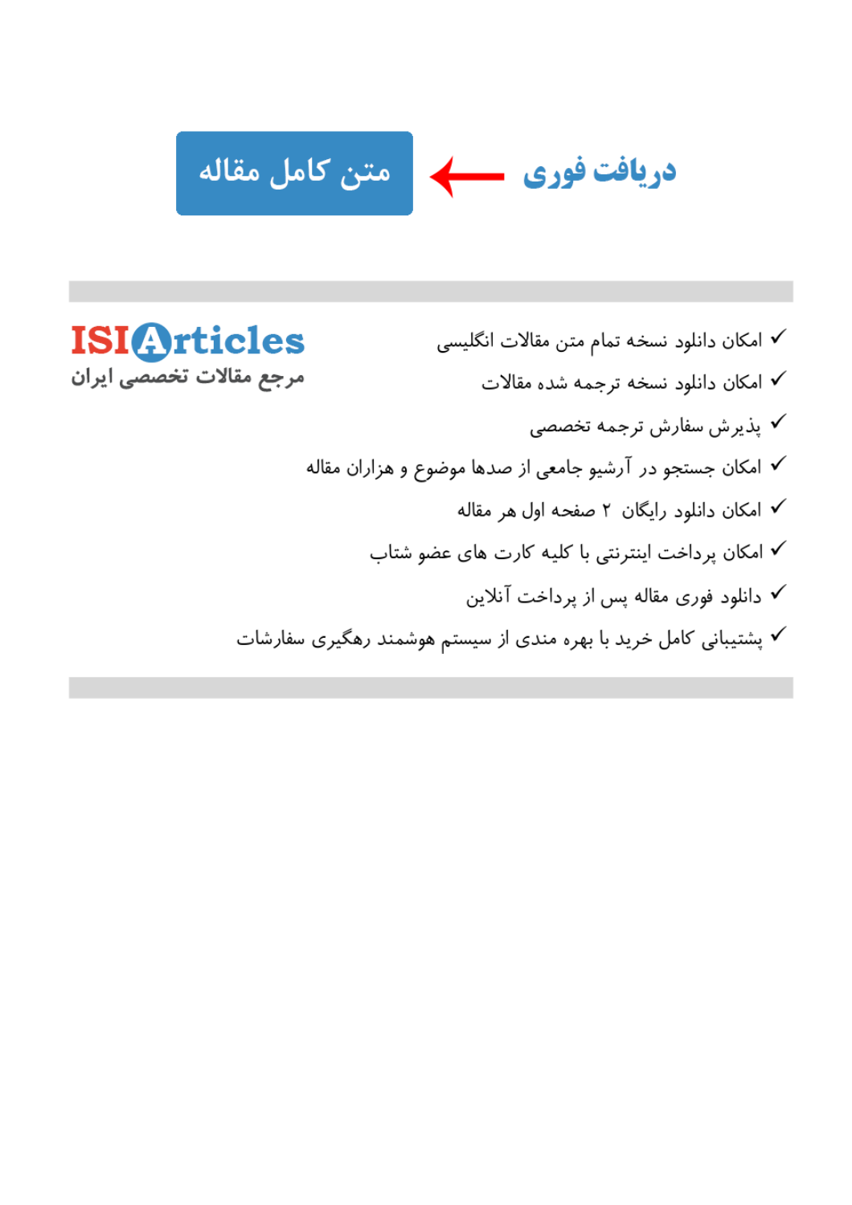دریافت فوری ← **متن کامل مقاله**

**ISIArticles**
مرجع مقالات تخصصی ایران

- ✓ امکان دانلود نسخه تمام متن مقالات انگلیسی
- ✓ امکان دانلود نسخه ترجمه شده مقالات
- ✓ پذیرش سفارش ترجمه تخصصی
- ✓ امکان جستجو در آرشیو جامعی از صدها موضوع و هزاران مقاله
- ✓ امکان دانلود رایگان ۲ صفحه اول هر مقاله
- ✓ امکان پرداخت اینترنتی با کلیه کارت های عضو شتاب
- ✓ دانلود فوری مقاله پس از پرداخت آنلاین
- ✓ پشتیبانی کامل خرید با بهره مندی از سیستم هوشمند رهگیری سفارشات